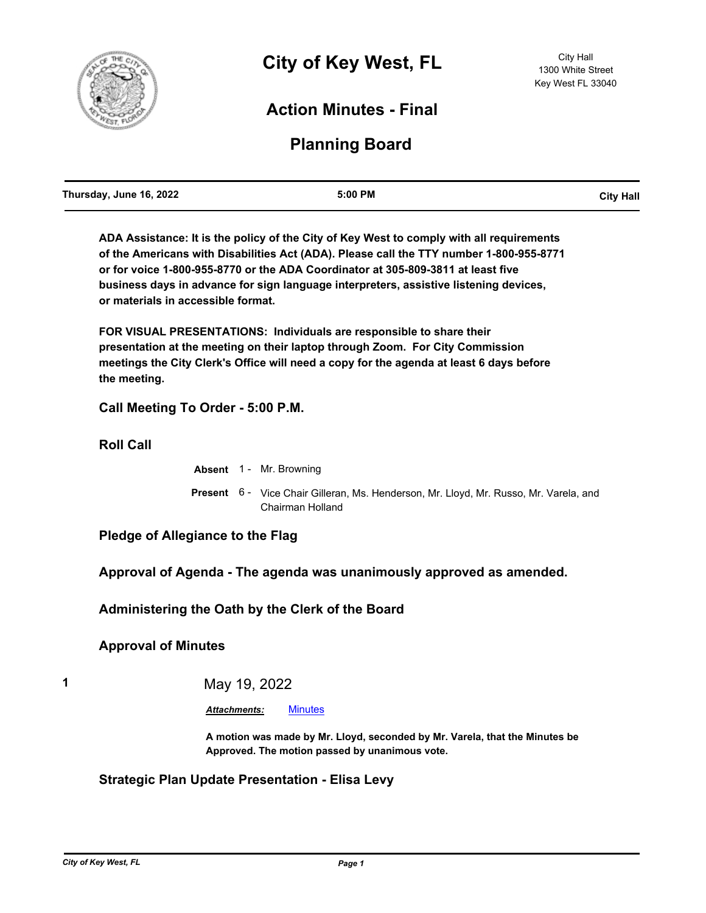# City of Key West, FL

City Hall
1300 White Street
Key West FL 33040

## Action Minutes - Final

## Planning Board

| Thursday, June 16, 2022 | 5:00 PM | City Hall |
|---|---|---|

**ADA Assistance: It is the policy of the City of Key West to comply with all requirements of the Americans with Disabilities Act (ADA). Please call the TTY number 1-800-955-8771 or for voice 1-800-955-8770 or the ADA Coordinator at 305-809-3811 at least five business days in advance for sign language interpreters, assistive listening devices, or materials in accessible format.**

**FOR VISUAL PRESENTATIONS: Individuals are responsible to share their presentation at the meeting on their laptop through Zoom. For City Commission meetings the City Clerk's Office will need a copy for the agenda at least 6 days before the meeting.**

### Call Meeting To Order - 5:00 P.M.

### Roll Call

**Absent** 1 - Mr. Browning

**Present** 6 - Vice Chair Gilleran, Ms. Henderson, Mr. Lloyd, Mr. Russo, Mr. Varela, and Chairman Holland

### Pledge of Allegiance to the Flag

### Approval of Agenda - The agenda was unanimously approved as amended.

### Administering the Oath by the Clerk of the Board

### Approval of Minutes

**1** May 19, 2022

***Attachments:*** Minutes

**A motion was made by Mr. Lloyd, seconded by Mr. Varela, that the Minutes be Approved. The motion passed by unanimous vote.**

### Strategic Plan Update Presentation - Elisa Levy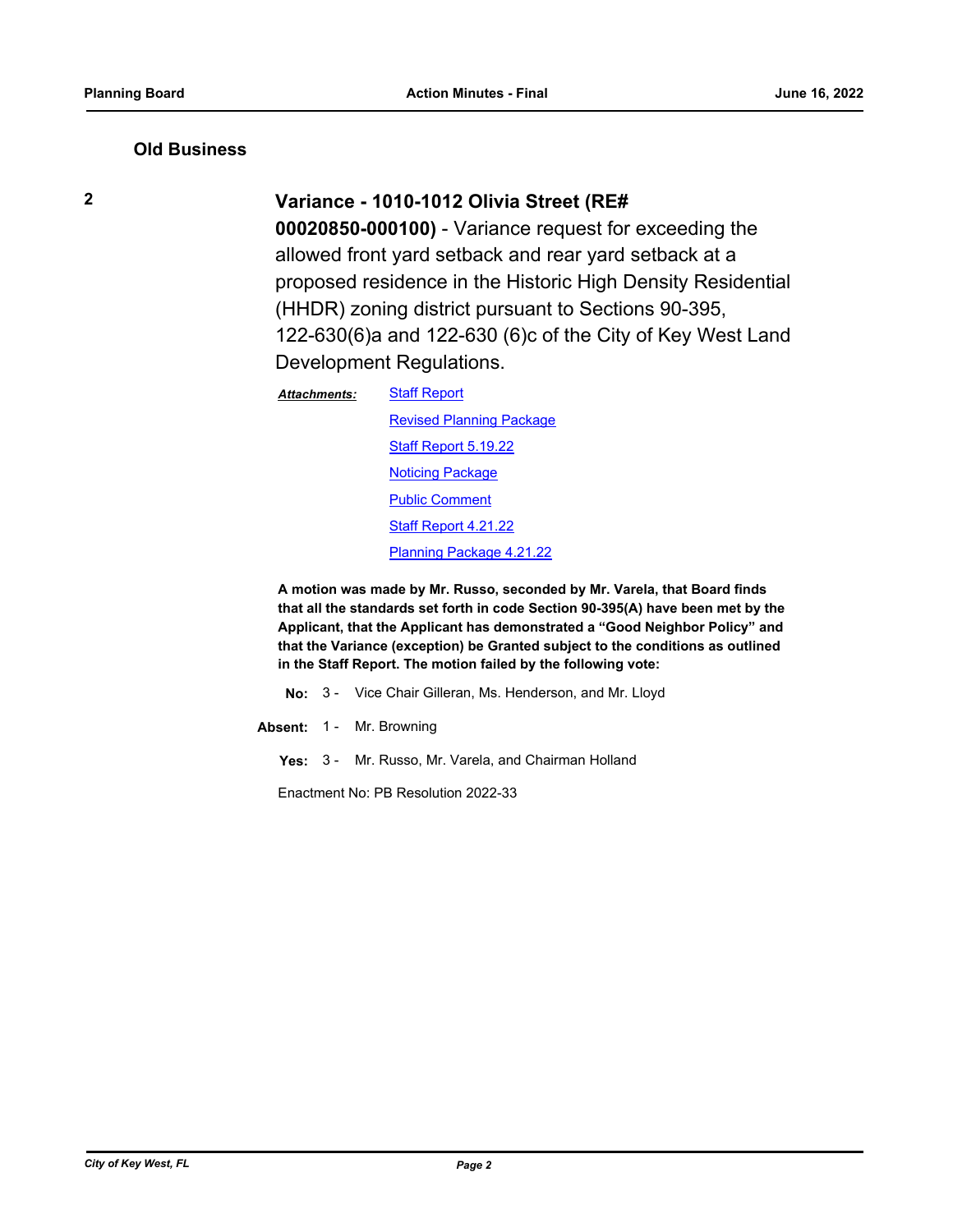## Old Business

**2**

### Variance - 1010-1012 Olivia Street (RE# 00020850-000100) - Variance request for exceeding the allowed front yard setback and rear yard setback at a proposed residence in the Historic High Density Residential (HHDR) zoning district pursuant to Sections 90-395, 122-630(6)a and 122-630 (6)c of the City of Key West Land Development Regulations.

***Attachments:***
- Staff Report
- Revised Planning Package
- Staff Report 5.19.22
- Noticing Package
- Public Comment
- Staff Report 4.21.22
- Planning Package 4.21.22

**A motion was made by Mr. Russo, seconded by Mr. Varela, that Board finds that all the standards set forth in code Section 90-395(A) have been met by the Applicant, that the Applicant has demonstrated a "Good Neighbor Policy" and that the Variance (exception) be Granted subject to the conditions as outlined in the Staff Report. The motion failed by the following vote:**

**No:** 3 - Vice Chair Gilleran, Ms. Henderson, and Mr. Lloyd

**Absent:** 1 - Mr. Browning

**Yes:** 3 - Mr. Russo, Mr. Varela, and Chairman Holland

Enactment No: PB Resolution 2022-33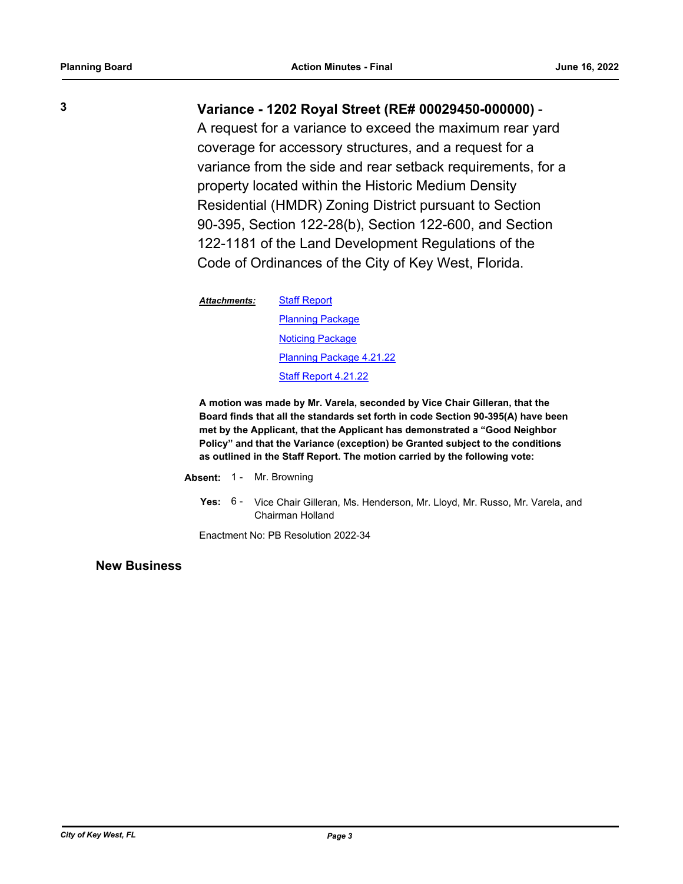**3** **Variance - 1202 Royal Street (RE# 00029450-000000)** - A request for a variance to exceed the maximum rear yard coverage for accessory structures, and a request for a variance from the side and rear setback requirements, for a property located within the Historic Medium Density Residential (HMDR) Zoning District pursuant to Section 90-395, Section 122-28(b), Section 122-600, and Section 122-1181 of the Land Development Regulations of the Code of Ordinances of the City of Key West, Florida.

***Attachments:***
- Staff Report
- Planning Package
- Noticing Package
- Planning Package 4.21.22
- Staff Report 4.21.22

**A motion was made by Mr. Varela, seconded by Vice Chair Gilleran, that the Board finds that all the standards set forth in code Section 90-395(A) have been met by the Applicant, that the Applicant has demonstrated a "Good Neighbor Policy" and that the Variance (exception) be Granted subject to the conditions as outlined in the Staff Report. The motion carried by the following vote:**

**Absent:** 1 - Mr. Browning

**Yes:** 6 - Vice Chair Gilleran, Ms. Henderson, Mr. Lloyd, Mr. Russo, Mr. Varela, and Chairman Holland

Enactment No: PB Resolution 2022-34

## New Business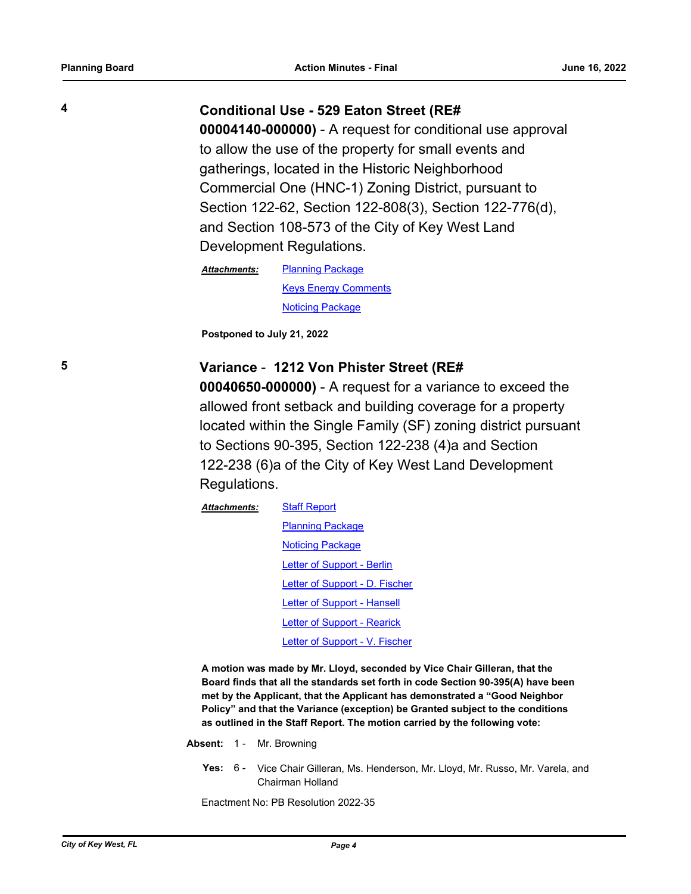**4**

**Conditional Use - 529 Eaton Street (RE# 00004140-000000)** - A request for conditional use approval to allow the use of the property for small events and gatherings, located in the Historic Neighborhood Commercial One (HNC-1) Zoning District, pursuant to Section 122-62, Section 122-808(3), Section 122-776(d), and Section 108-573 of the City of Key West Land Development Regulations.

***Attachments:*** Planning Package
Keys Energy Comments
Noticing Package

**Postponed to July 21, 2022**

**5**

**Variance - 1212 Von Phister Street (RE# 00040650-000000)** - A request for a variance to exceed the allowed front setback and building coverage for a property located within the Single Family (SF) zoning district pursuant to Sections 90-395, Section 122-238 (4)a and Section 122-238 (6)a of the City of Key West Land Development Regulations.

***Attachments:*** Staff Report
Planning Package
Noticing Package
Letter of Support - Berlin
Letter of Support - D. Fischer
Letter of Support - Hansell
Letter of Support - Rearick
Letter of Support - V. Fischer

**A motion was made by Mr. Lloyd, seconded by Vice Chair Gilleran, that the Board finds that all the standards set forth in code Section 90-395(A) have been met by the Applicant, that the Applicant has demonstrated a "Good Neighbor Policy" and that the Variance (exception) be Granted subject to the conditions as outlined in the Staff Report. The motion carried by the following vote:**

**Absent:** 1 - Mr. Browning

**Yes:** 6 - Vice Chair Gilleran, Ms. Henderson, Mr. Lloyd, Mr. Russo, Mr. Varela, and Chairman Holland

Enactment No: PB Resolution 2022-35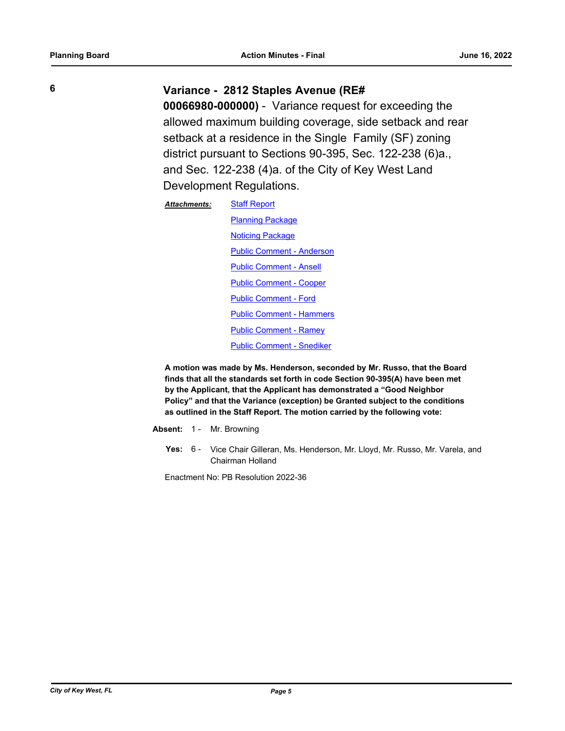**6**

### Variance - 2812 Staples Avenue (RE# 00066980-000000) - Variance request for exceeding the allowed maximum building coverage, side setback and rear setback at a residence in the Single Family (SF) zoning district pursuant to Sections 90-395, Sec. 122-238 (6)a., and Sec. 122-238 (4)a. of the City of Key West Land Development Regulations.

***Attachments:***
- Staff Report
- Planning Package
- Noticing Package
- Public Comment - Anderson
- Public Comment - Ansell
- Public Comment - Cooper
- Public Comment - Ford
- Public Comment - Hammers
- Public Comment - Ramey
- Public Comment - Snediker

**A motion was made by Ms. Henderson, seconded by Mr. Russo, that the Board finds that all the standards set forth in code Section 90-395(A) have been met by the Applicant, that the Applicant has demonstrated a "Good Neighbor Policy" and that the Variance (exception) be Granted subject to the conditions as outlined in the Staff Report. The motion carried by the following vote:**

**Absent:** 1 - Mr. Browning

**Yes:** 6 - Vice Chair Gilleran, Ms. Henderson, Mr. Lloyd, Mr. Russo, Mr. Varela, and Chairman Holland

Enactment No: PB Resolution 2022-36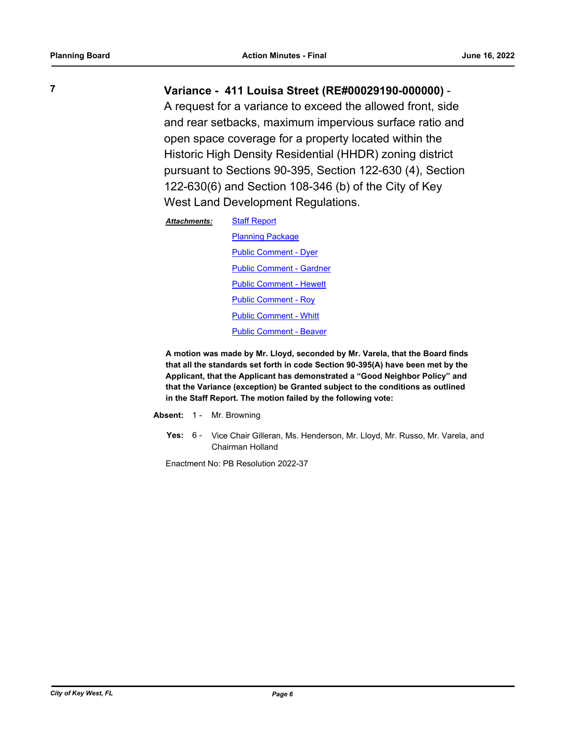**7**

## Variance - 411 Louisa Street (RE#00029190-000000) -

A request for a variance to exceed the allowed front, side and rear setbacks, maximum impervious surface ratio and open space coverage for a property located within the Historic High Density Residential (HHDR) zoning district pursuant to Sections 90-395, Section 122-630 (4), Section 122-630(6) and Section 108-346 (b) of the City of Key West Land Development Regulations.

***Attachments:*** Staff Report
Planning Package
Public Comment - Dyer
Public Comment - Gardner
Public Comment - Hewett
Public Comment - Roy
Public Comment - Whitt
Public Comment - Beaver

**A motion was made by Mr. Lloyd, seconded by Mr. Varela, that the Board finds that all the standards set forth in code Section 90-395(A) have been met by the Applicant, that the Applicant has demonstrated a "Good Neighbor Policy" and that the Variance (exception) be Granted subject to the conditions as outlined in the Staff Report. The motion failed by the following vote:**

**Absent:** 1 - Mr. Browning

**Yes:** 6 - Vice Chair Gilleran, Ms. Henderson, Mr. Lloyd, Mr. Russo, Mr. Varela, and Chairman Holland

Enactment No: PB Resolution 2022-37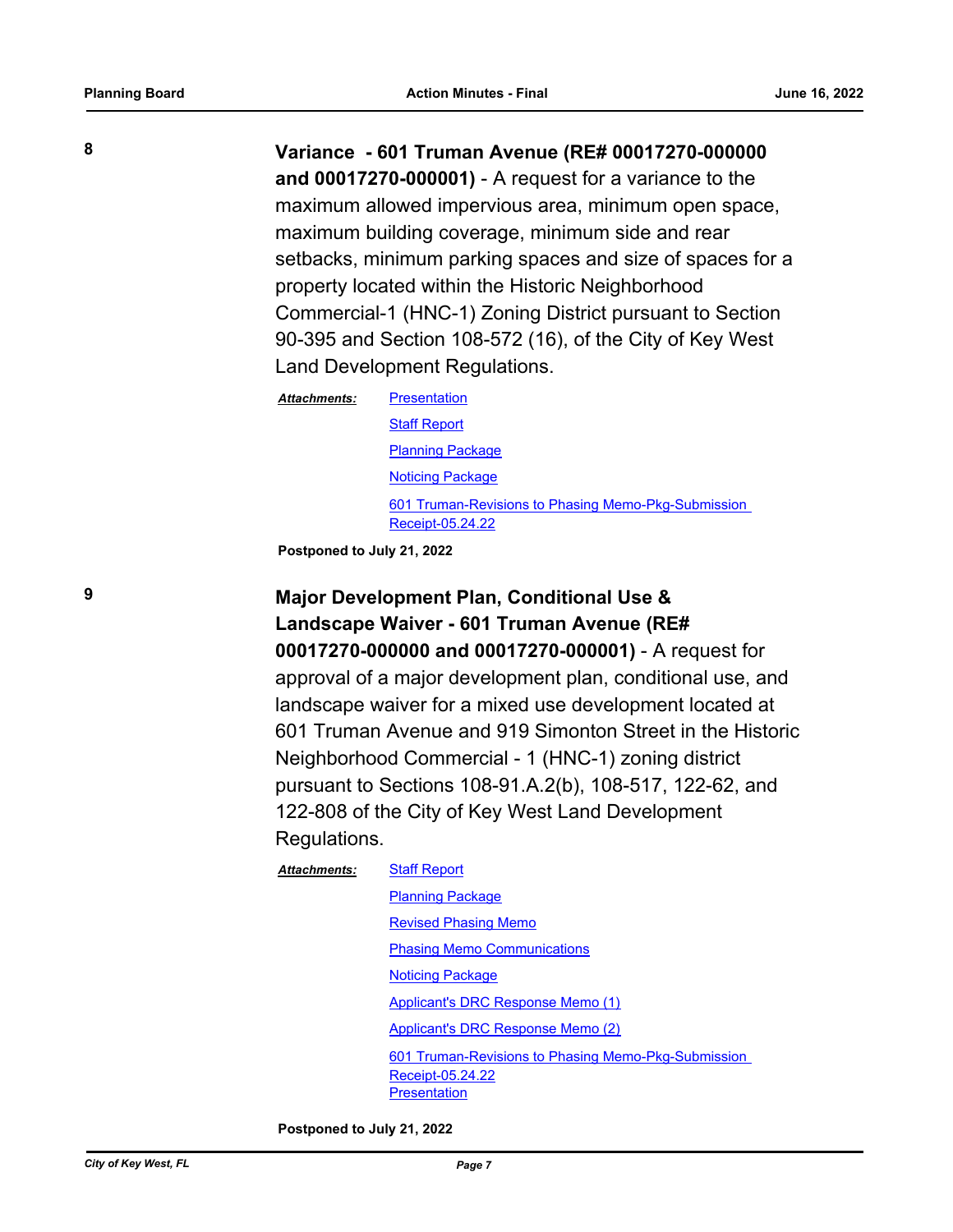**8**

**Variance - 601 Truman Avenue (RE# 00017270-000000 and 00017270-000001)** - A request for a variance to the maximum allowed impervious area, minimum open space, maximum building coverage, minimum side and rear setbacks, minimum parking spaces and size of spaces for a property located within the Historic Neighborhood Commercial-1 (HNC-1) Zoning District pursuant to Section 90-395 and Section 108-572 (16), of the City of Key West Land Development Regulations.

***Attachments:***
- Presentation
- Staff Report
- Planning Package
- Noticing Package
- 601 Truman-Revisions to Phasing Memo-Pkg-Submission Receipt-05.24.22

**Postponed to July 21, 2022**

**9**

**Major Development Plan, Conditional Use & Landscape Waiver - 601 Truman Avenue (RE# 00017270-000000 and 00017270-000001)** - A request for approval of a major development plan, conditional use, and landscape waiver for a mixed use development located at 601 Truman Avenue and 919 Simonton Street in the Historic Neighborhood Commercial - 1 (HNC-1) zoning district pursuant to Sections 108-91.A.2(b), 108-517, 122-62, and 122-808 of the City of Key West Land Development Regulations.

***Attachments:***
- Staff Report
- Planning Package
- Revised Phasing Memo
- Phasing Memo Communications
- Noticing Package
- Applicant's DRC Response Memo (1)
- Applicant's DRC Response Memo (2)
- 601 Truman-Revisions to Phasing Memo-Pkg-Submission Receipt-05.24.22
- Presentation

**Postponed to July 21, 2022**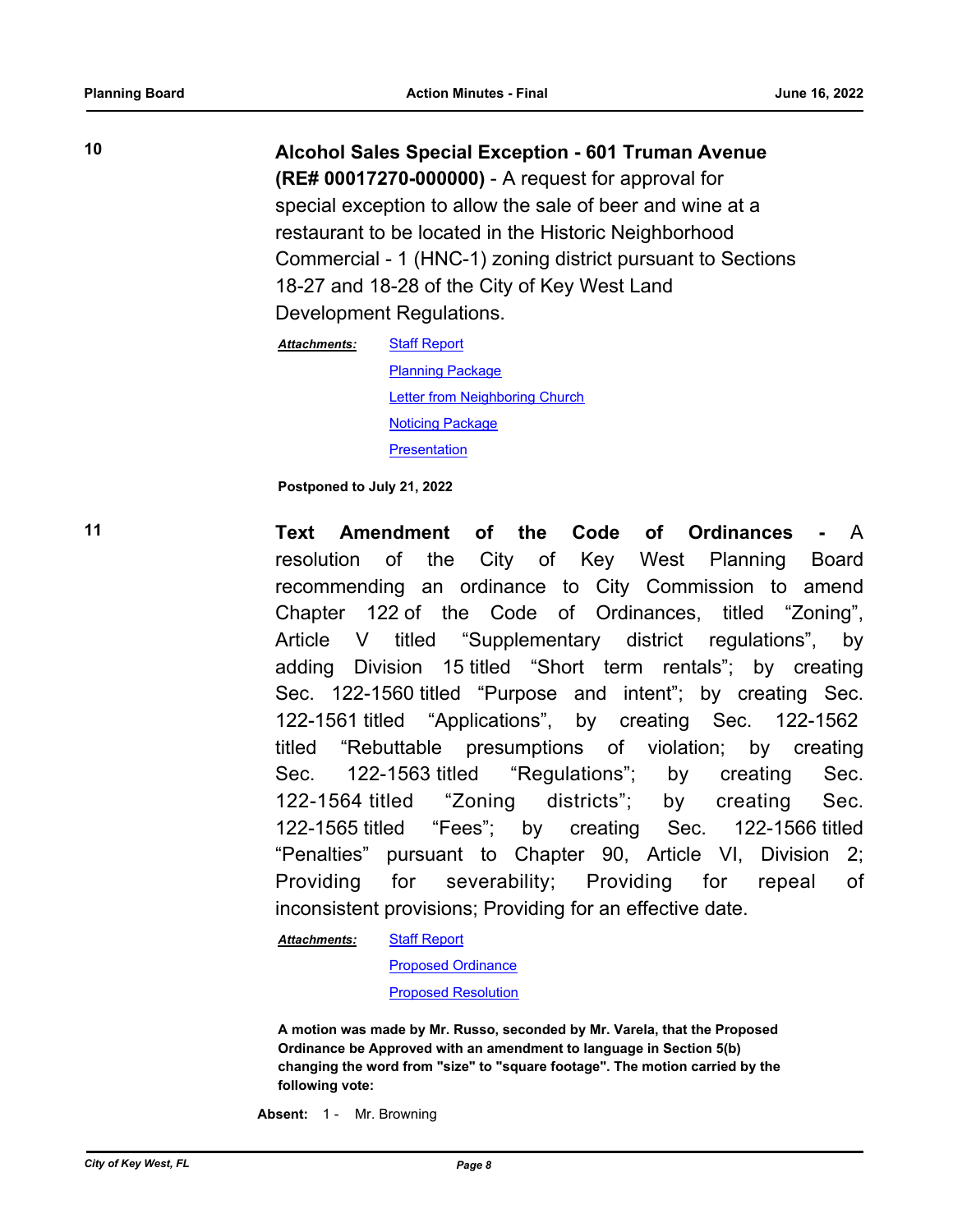**10** **Alcohol Sales Special Exception - 601 Truman Avenue (RE# 00017270-000000)** - A request for approval for special exception to allow the sale of beer and wine at a restaurant to be located in the Historic Neighborhood Commercial - 1 (HNC-1) zoning district pursuant to Sections 18-27 and 18-28 of the City of Key West Land Development Regulations.

***Attachments:*** Staff Report
Planning Package
Letter from Neighboring Church
Noticing Package
Presentation

**Postponed to July 21, 2022**

**11** **Text Amendment of the Code of Ordinances -** A resolution of the City of Key West Planning Board recommending an ordinance to City Commission to amend Chapter 122 of the Code of Ordinances, titled "Zoning", Article V titled "Supplementary district regulations", by adding Division 15 titled "Short term rentals"; by creating Sec. 122-1560 titled "Purpose and intent"; by creating Sec. 122-1561 titled "Applications", by creating Sec. 122-1562 titled "Rebuttable presumptions of violation; by creating Sec. 122-1563 titled "Regulations"; by creating Sec. 122-1564 titled "Zoning districts"; by creating Sec. 122-1565 titled "Fees"; by creating Sec. 122-1566 titled "Penalties" pursuant to Chapter 90, Article VI, Division 2; Providing for severability; Providing for repeal of inconsistent provisions; Providing for an effective date.

***Attachments:*** Staff Report
Proposed Ordinance
Proposed Resolution

**A motion was made by Mr. Russo, seconded by Mr. Varela, that the Proposed Ordinance be Approved with an amendment to language in Section 5(b) changing the word from "size" to "square footage". The motion carried by the following vote:**

**Absent:** 1 - Mr. Browning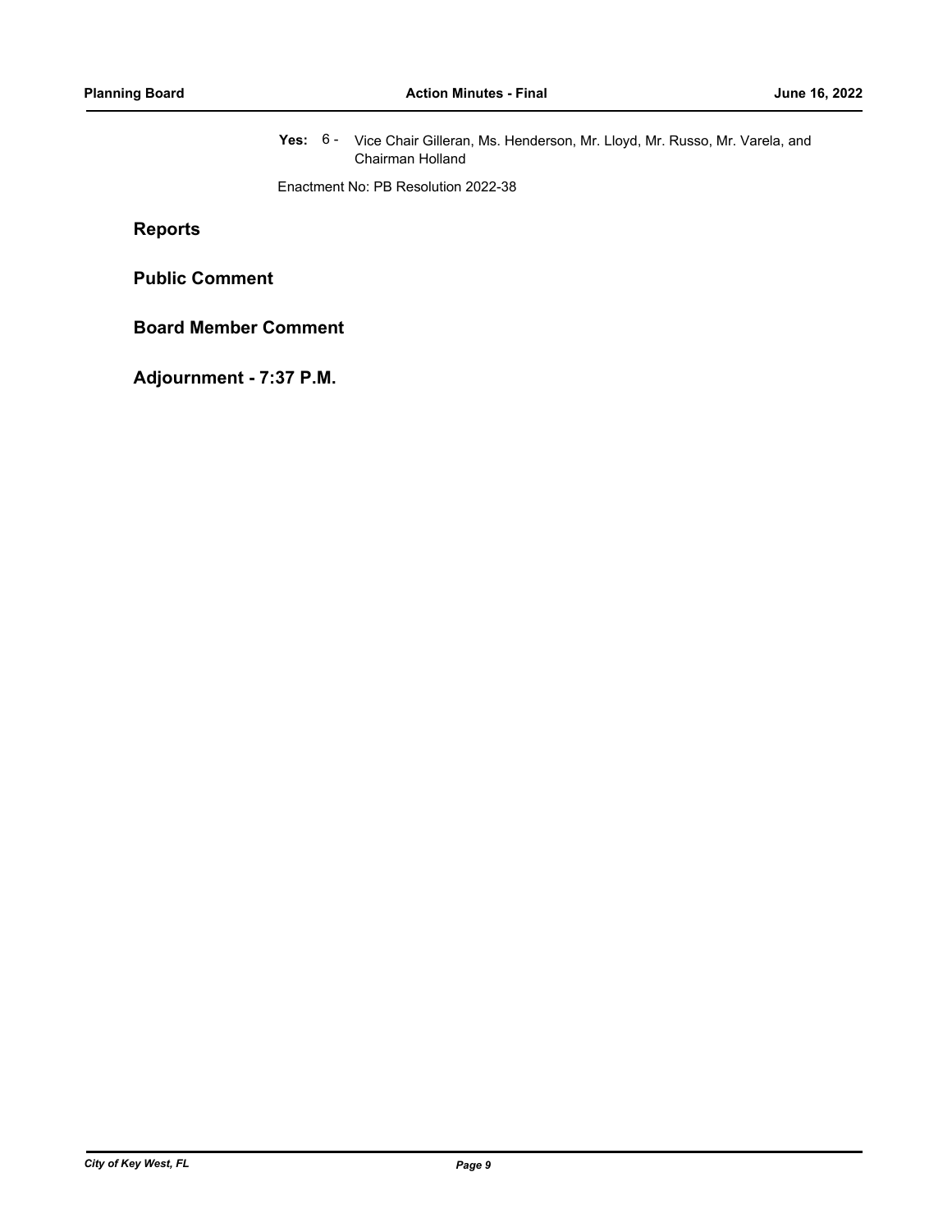**Yes:** 6 - Vice Chair Gilleran, Ms. Henderson, Mr. Lloyd, Mr. Russo, Mr. Varela, and Chairman Holland

Enactment No: PB Resolution 2022-38

## Reports

## Public Comment

## Board Member Comment

## Adjournment - 7:37 P.M.